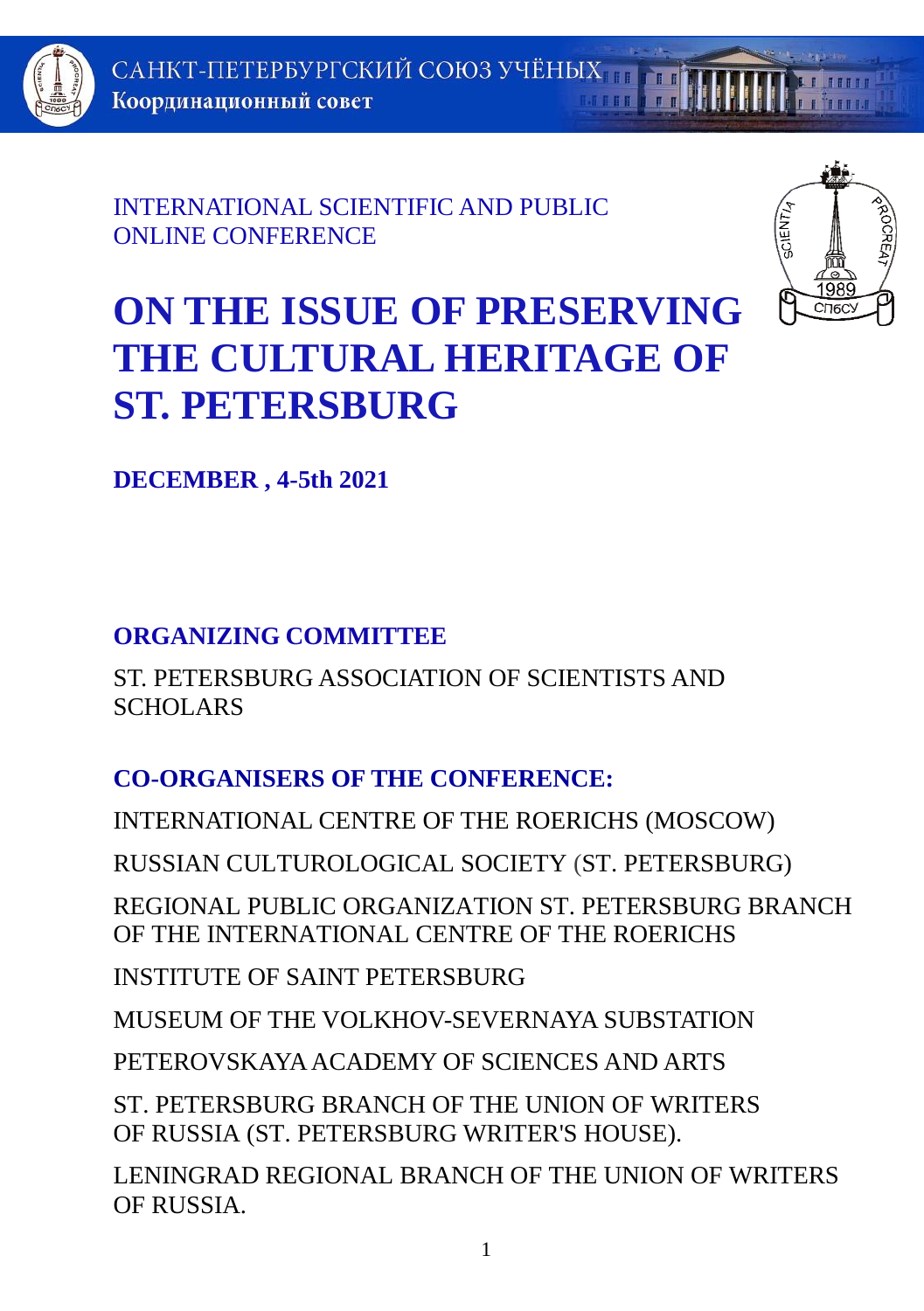САНКТ-ПЕТЕРБУРГСКИЙ СОЮЗ УЧЁНЫХ
Координационный совет

INTERNATIONAL SCIENTIFIC AND PUBLIC ONLINE CONFERENCE

# ON THE ISSUE OF PRESERVING THE CULTURAL HERITAGE OF ST. PETERSBURG

**DECEMBER , 4-5th 2021**

## ORGANIZING COMMITTEE

ST. PETERSBURG ASSOCIATION OF SCIENTISTS AND SCHOLARS

## CO-ORGANISERS OF THE CONFERENCE:

INTERNATIONAL CENTRE OF THE ROERICHS (MOSCOW)

RUSSIAN CULTUROLOGICAL SOCIETY (ST. PETERSBURG)

REGIONAL PUBLIC ORGANIZATION ST. PETERSBURG BRANCH OF THE INTERNATIONAL CENTRE OF THE ROERICHS

INSTITUTE OF SAINT PETERSBURG

MUSEUM OF THE VOLKHOV-SEVERNAYA SUBSTATION

PETEROVSKAYA ACADEMY OF SCIENCES AND ARTS

ST. PETERSBURG BRANCH OF THE UNION OF WRITERS OF RUSSIA (ST. PETERSBURG WRITER'S HOUSE).

LENINGRAD REGIONAL BRANCH OF THE UNION OF WRITERS OF RUSSIA.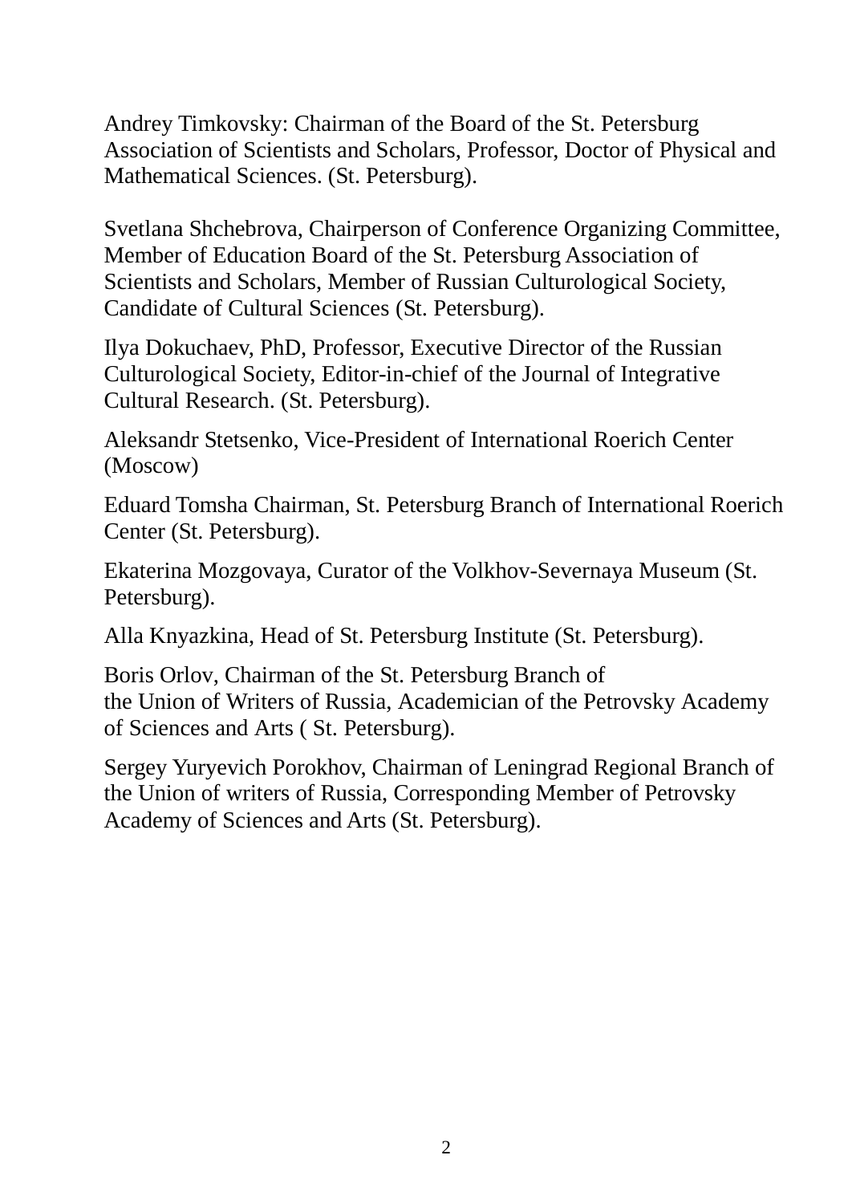Andrey Timkovsky: Chairman of the Board of the St. Petersburg Association of Scientists and Scholars, Professor, Doctor of Physical and Mathematical Sciences. (St. Petersburg).

Svetlana Shchebrova, Chairperson of Conference Organizing Committee, Member of Education Board of the St. Petersburg Association of Scientists and Scholars, Member of Russian Culturological Society, Candidate of Cultural Sciences (St. Petersburg).

Ilya Dokuchaev, PhD, Professor, Executive Director of the Russian Culturological Society, Editor-in-chief of the Journal of Integrative Cultural Research. (St. Petersburg).

Aleksandr Stetsenko, Vice-President of International Roerich Center (Moscow)

Eduard Tomsha Chairman, St. Petersburg Branch of International Roerich Center (St. Petersburg).

Ekaterina Mozgovaya, Curator of the Volkhov-Severnaya Museum (St. Petersburg).

Alla Knyazkina, Head of St. Petersburg Institute (St. Petersburg).

Boris Orlov, Chairman of the St. Petersburg Branch of the Union of Writers of Russia, Academician of the Petrovsky Academy of Sciences and Arts ( St. Petersburg).

Sergey Yuryevich Porokhov, Chairman of Leningrad Regional Branch of the Union of writers of Russia, Corresponding Member of Petrovsky Academy of Sciences and Arts (St. Petersburg).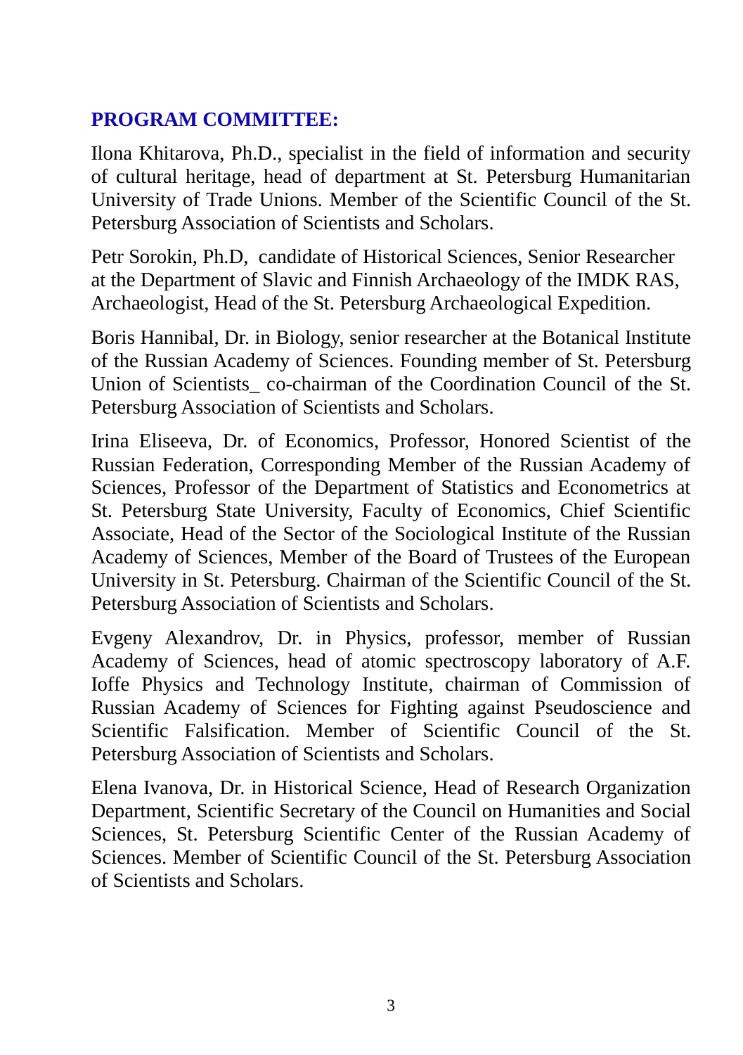## PROGRAM COMMITTEE:

Ilona Khitarova, Ph.D., specialist in the field of information and security of cultural heritage, head of department at St. Petersburg Humanitarian University of Trade Unions. Member of the Scientific Council of the St. Petersburg Association of Scientists and Scholars.

Petr Sorokin, Ph.D, candidate of Historical Sciences, Senior Researcher at the Department of Slavic and Finnish Archaeology of the IMDK RAS, Archaeologist, Head of the St. Petersburg Archaeological Expedition.

Boris Hannibal, Dr. in Biology, senior researcher at the Botanical Institute of the Russian Academy of Sciences. Founding member of St. Petersburg Union of Scientists_ co-chairman of the Coordination Council of the St. Petersburg Association of Scientists and Scholars.

Irina Eliseeva, Dr. of Economics, Professor, Honored Scientist of the Russian Federation, Corresponding Member of the Russian Academy of Sciences, Professor of the Department of Statistics and Econometrics at St. Petersburg State University, Faculty of Economics, Chief Scientific Associate, Head of the Sector of the Sociological Institute of the Russian Academy of Sciences, Member of the Board of Trustees of the European University in St. Petersburg. Chairman of the Scientific Council of the St. Petersburg Association of Scientists and Scholars.

Evgeny Alexandrov, Dr. in Physics, professor, member of Russian Academy of Sciences, head of atomic spectroscopy laboratory of A.F. Ioffe Physics and Technology Institute, chairman of Commission of Russian Academy of Sciences for Fighting against Pseudoscience and Scientific Falsification. Member of Scientific Council of the St. Petersburg Association of Scientists and Scholars.

Elena Ivanova, Dr. in Historical Science, Head of Research Organization Department, Scientific Secretary of the Council on Humanities and Social Sciences, St. Petersburg Scientific Center of the Russian Academy of Sciences. Member of Scientific Council of the St. Petersburg Association of Scientists and Scholars.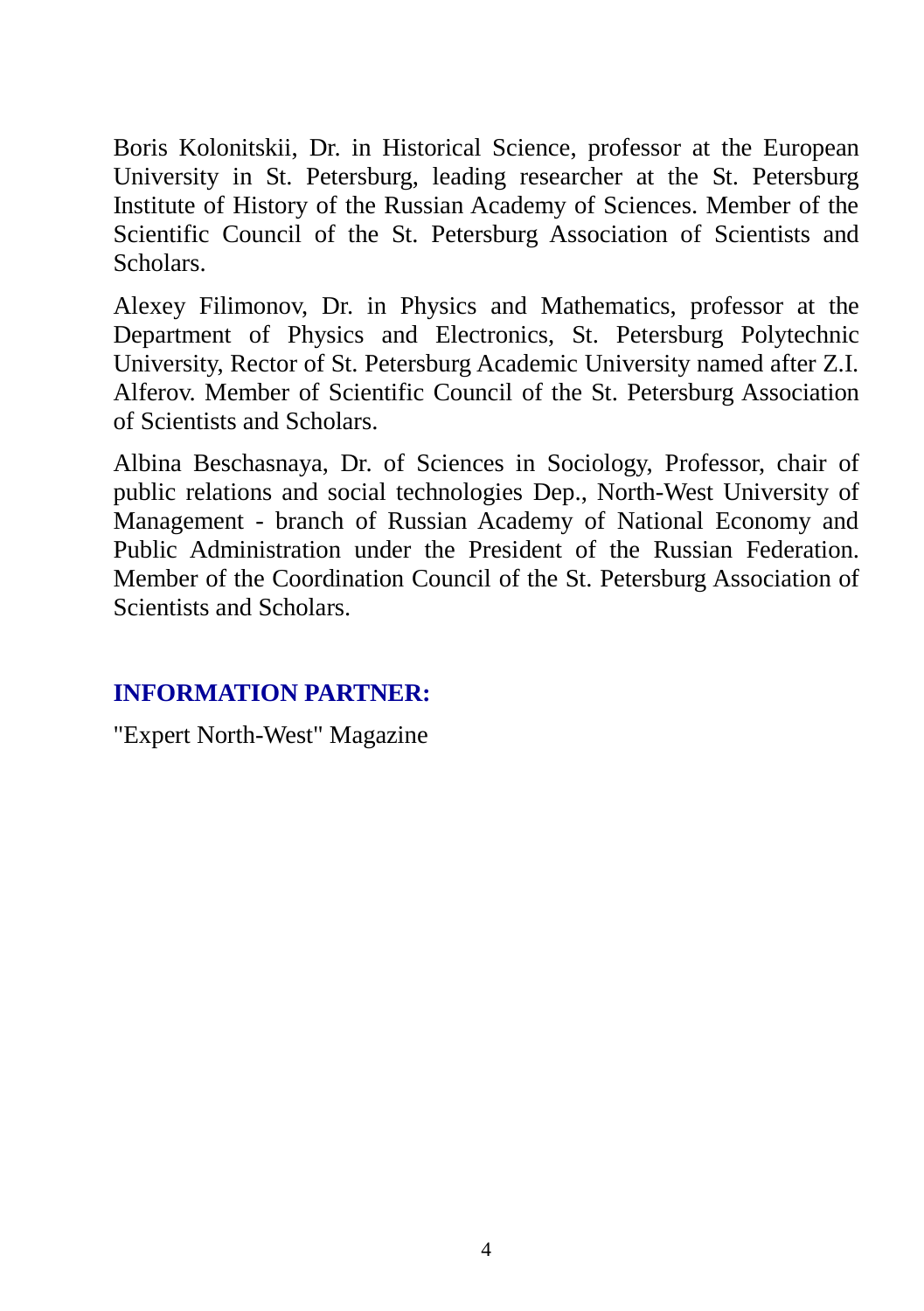Boris Kolonitskii, Dr. in Historical Science, professor at the European University in St. Petersburg, leading researcher at the St. Petersburg Institute of History of the Russian Academy of Sciences. Member of the Scientific Council of the St. Petersburg Association of Scientists and Scholars.

Alexey Filimonov, Dr. in Physics and Mathematics, professor at the Department of Physics and Electronics, St. Petersburg Polytechnic University, Rector of St. Petersburg Academic University named after Z.I. Alferov. Member of Scientific Council of the St. Petersburg Association of Scientists and Scholars.

Albina Beschasnaya, Dr. of Sciences in Sociology, Professor, chair of public relations and social technologies Dep., North-West University of Management - branch of Russian Academy of National Economy and Public Administration under the President of the Russian Federation. Member of the Coordination Council of the St. Petersburg Association of Scientists and Scholars.

## INFORMATION PARTNER:

"Expert North-West" Magazine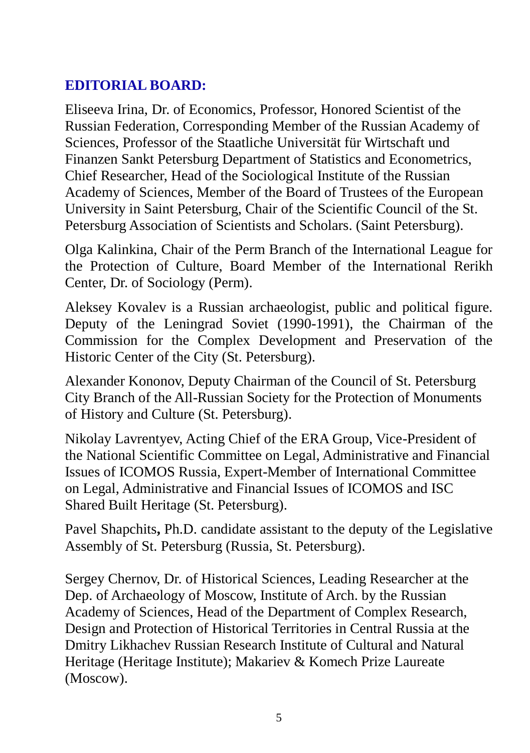## EDITORIAL BOARD:

Eliseeva Irina, Dr. of Economics, Professor, Honored Scientist of the Russian Federation, Corresponding Member of the Russian Academy of Sciences, Professor of the Staatliche Universität für Wirtschaft und Finanzen Sankt Petersburg Department of Statistics and Econometrics, Chief Researcher, Head of the Sociological Institute of the Russian Academy of Sciences, Member of the Board of Trustees of the European University in Saint Petersburg, Chair of the Scientific Council of the St. Petersburg Association of Scientists and Scholars. (Saint Petersburg).

Olga Kalinkina, Chair of the Perm Branch of the International League for the Protection of Culture, Board Member of the International Rerikh Center, Dr. of Sociology (Perm).

Aleksey Kovalev is a Russian archaeologist, public and political figure. Deputy of the Leningrad Soviet (1990-1991), the Chairman of the Commission for the Complex Development and Preservation of the Historic Center of the City (St. Petersburg).

Alexander Kononov, Deputy Chairman of the Council of St. Petersburg City Branch of the All-Russian Society for the Protection of Monuments of History and Culture (St. Petersburg).

Nikolay Lavrentyev, Acting Chief of the ERA Group, Vice-President of the National Scientific Committee on Legal, Administrative and Financial Issues of ICOMOS Russia, Expert-Member of International Committee on Legal, Administrative and Financial Issues of ICOMOS and ISC Shared Built Heritage (St. Petersburg).

Pavel Shapchits**,** Ph.D. candidate assistant to the deputy of the Legislative Assembly of St. Petersburg (Russia, St. Petersburg).

Sergey Chernov, Dr. of Historical Sciences, Leading Researcher at the Dep. of Archaeology of Moscow, Institute of Arch. by the Russian Academy of Sciences, Head of the Department of Complex Research, Design and Protection of Historical Territories in Central Russia at the Dmitry Likhachev Russian Research Institute of Cultural and Natural Heritage (Heritage Institute); Makariev & Komech Prize Laureate (Moscow).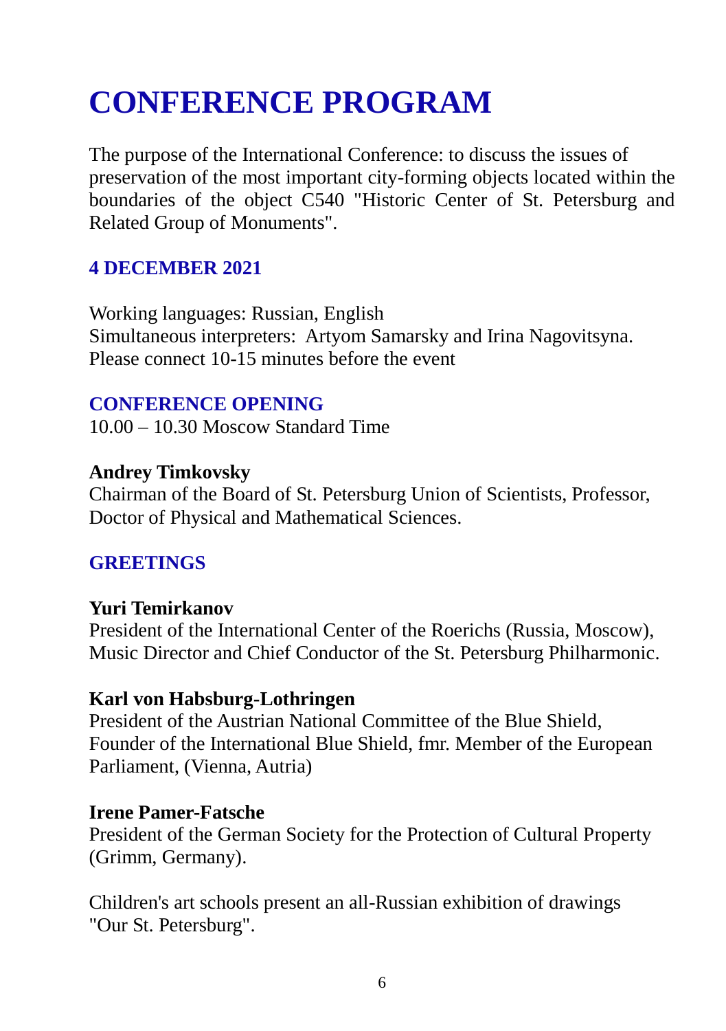# CONFERENCE PROGRAM

The purpose of the International Conference: to discuss the issues of preservation of the most important city-forming objects located within the boundaries of the object C540 "Historic Center of St. Petersburg and Related Group of Monuments".

## 4 DECEMBER 2021

Working languages: Russian, English
Simultaneous interpreters: Artyom Samarsky and Irina Nagovitsyna.
Please connect 10-15 minutes before the event

## CONFERENCE OPENING

10.00 – 10.30 Moscow Standard Time

**Andrey Timkovsky**
Chairman of the Board of St. Petersburg Union of Scientists, Professor, Doctor of Physical and Mathematical Sciences.

## GREETINGS

**Yuri Temirkanov**
President of the International Center of the Roerichs (Russia, Moscow), Music Director and Chief Conductor of the St. Petersburg Philharmonic.

**Karl von Habsburg-Lothringen**
President of the Austrian National Committee of the Blue Shield, Founder of the International Blue Shield, fmr. Member of the European Parliament, (Vienna, Autria)

**Irene Pamer-Fatsche**
President of the German Society for the Protection of Cultural Property (Grimm, Germany).

Children's art schools present an all-Russian exhibition of drawings "Our St. Petersburg".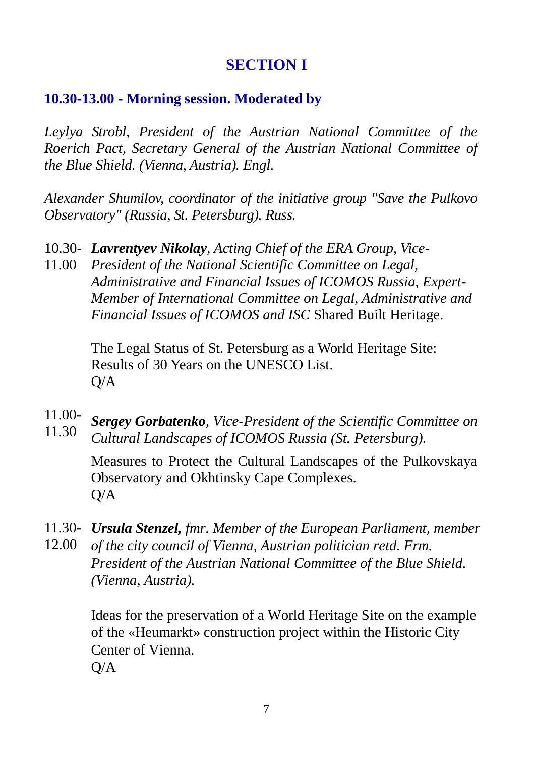# SECTION I

## 10.30-13.00 - Morning session. Moderated by

*Leylya Strobl, President of the Austrian National Committee of the Roerich Pact, Secretary General of the Austrian National Committee of the Blue Shield. (Vienna, Austria). Engl.*

*Alexander Shumilov, coordinator of the initiative group "Save the Pulkovo Observatory" (Russia, St. Petersburg). Russ.*

10.30-11.00 ***Lavrentyev Nikolay**, Acting Chief of the ERA Group, Vice-President of the National Scientific Committee on Legal, Administrative and Financial Issues of ICOMOS Russia, Expert-Member of International Committee on Legal, Administrative and Financial Issues of ICOMOS and ISC* Shared Built Heritage.

The Legal Status of St. Petersburg as a World Heritage Site: Results of 30 Years on the UNESCO List.
Q/A

11.00-11.30 ***Sergey Gorbatenko**, Vice-President of the Scientific Committee on Cultural Landscapes of ICOMOS Russia (St. Petersburg).*

Measures to Protect the Cultural Landscapes of the Pulkovskaya Observatory and Okhtinsky Cape Complexes.
Q/A

11.30-12.00 ***Ursula Stenzel,** fmr. Member of the European Parliament, member of the city council of Vienna, Austrian politician retd. Frm. President of the Austrian National Committee of the Blue Shield. (Vienna, Austria).*

Ideas for the preservation of a World Heritage Site on the example of the «Heumarkt» construction project within the Historic City Center of Vienna.
Q/A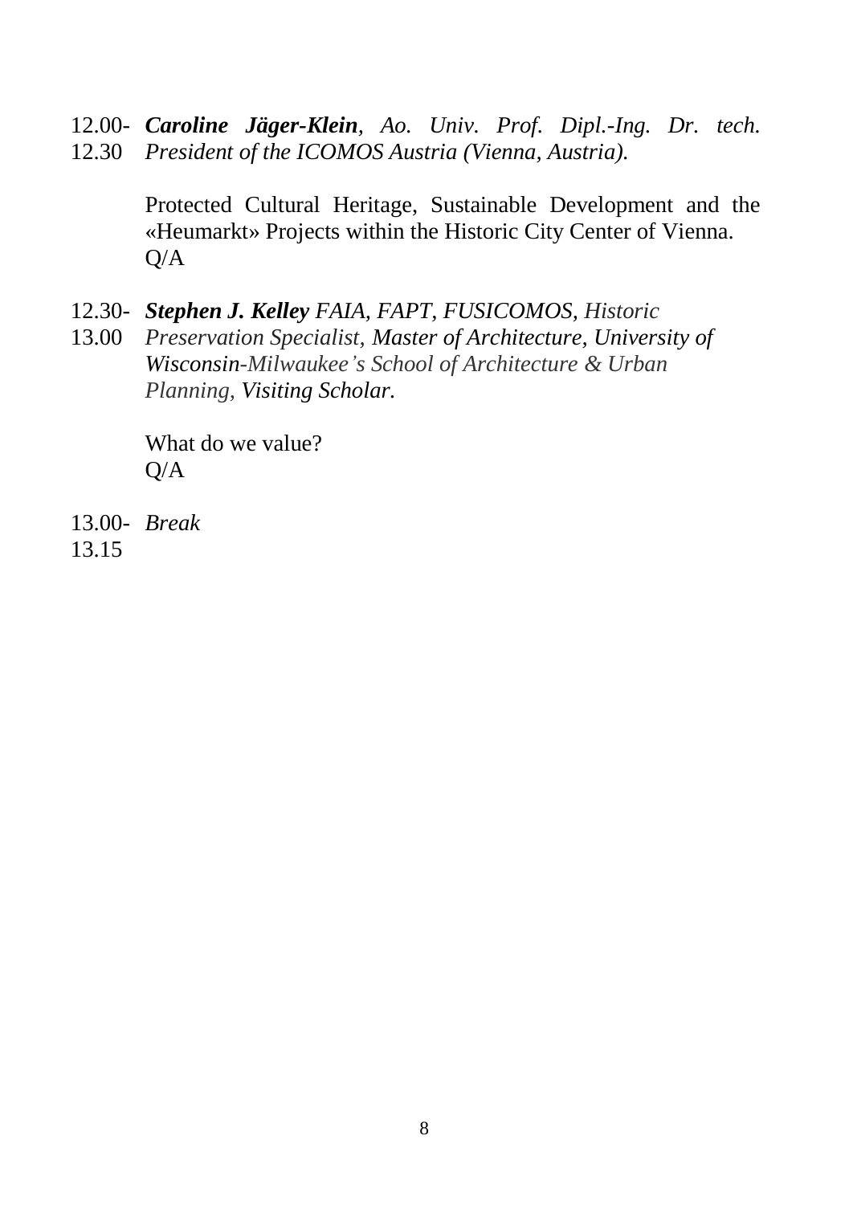12.00-12.30 ***Caroline Jäger-Klein****, Ao. Univ. Prof. Dipl.-Ing. Dr. tech. President of the ICOMOS Austria (Vienna, Austria).*

Protected Cultural Heritage, Sustainable Development and the «Heumarkt» Projects within the Historic City Center of Vienna.
Q/A

12.30-13.00 ***Stephen J. Kelley*** *FAIA, FAPT, FUSICOMOS, Historic Preservation Specialist, Master of Architecture, University of Wisconsin-Milwaukee's School of Architecture & Urban Planning, Visiting Scholar.*

What do we value?
Q/A

13.00-13.15 *Break*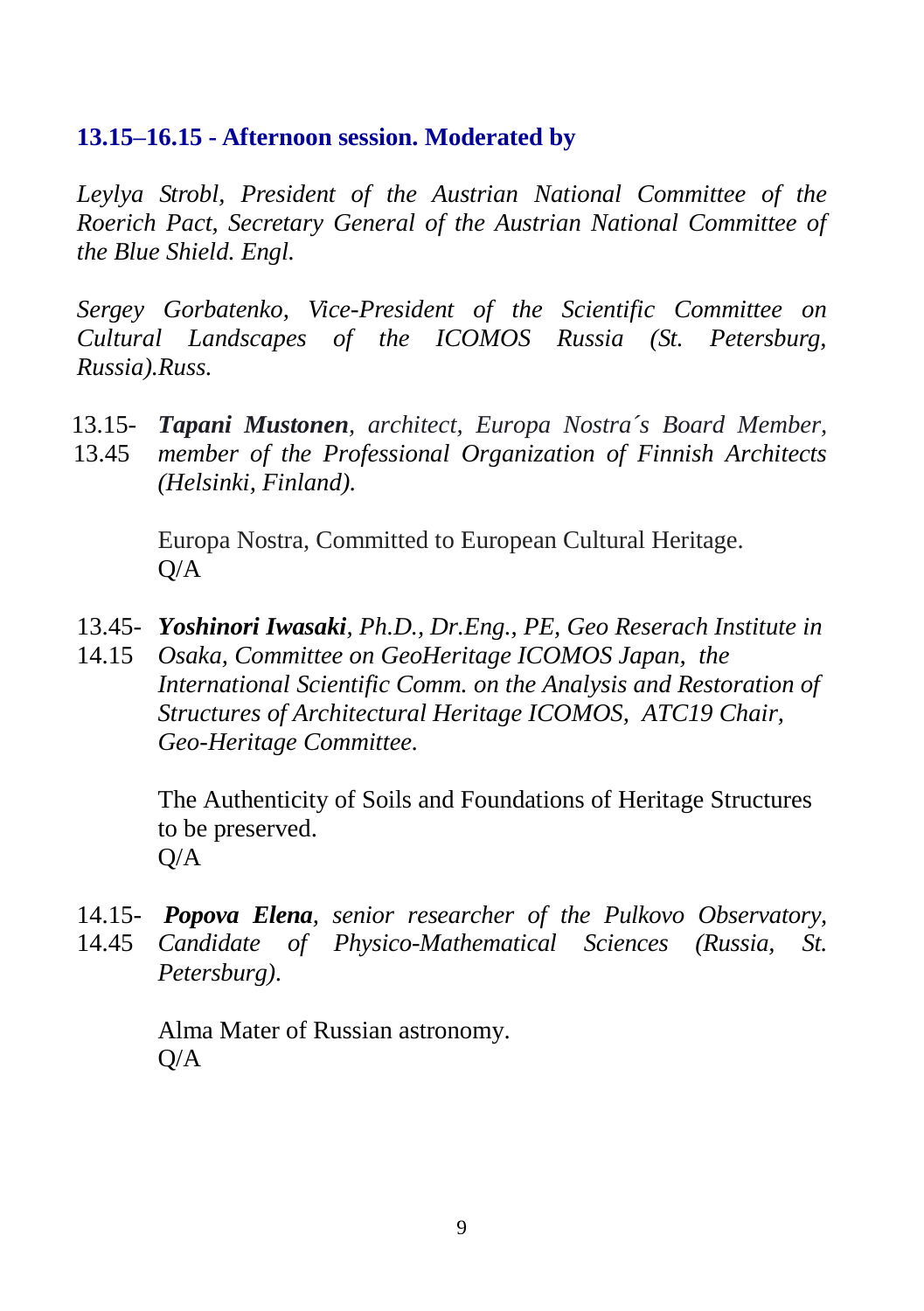### 13.15–16.15 - Afternoon session. Moderated by

*Leylya Strobl, President of the Austrian National Committee of the Roerich Pact, Secretary General of the Austrian National Committee of the Blue Shield. Engl.*

*Sergey Gorbatenko, Vice-President of the Scientific Committee on Cultural Landscapes of the ICOMOS Russia (St. Petersburg, Russia).Russ.*

13.15-13.45 ***Tapani Mustonen****, architect, Europa Nostra´s Board Member, member of the Professional Organization of Finnish Architects (Helsinki, Finland).*

Europa Nostra, Committed to European Cultural Heritage.
Q/A

13.45-14.15 ***Yoshinori Iwasaki****, Ph.D., Dr.Eng., PE, Geo Reserach Institute in Osaka, Committee on GeoHeritage ICOMOS Japan, the International Scientific Comm. on the Analysis and Restoration of Structures of Architectural Heritage ICOMOS, ATC19 Chair, Geo-Heritage Committee.*

The Authenticity of Soils and Foundations of Heritage Structures to be preserved.
Q/A

14.15-14.45 ***Popova Elena****, senior researcher of the Pulkovo Observatory, Candidate of Physico-Mathematical Sciences (Russia, St. Petersburg).*

Alma Mater of Russian astronomy.
Q/A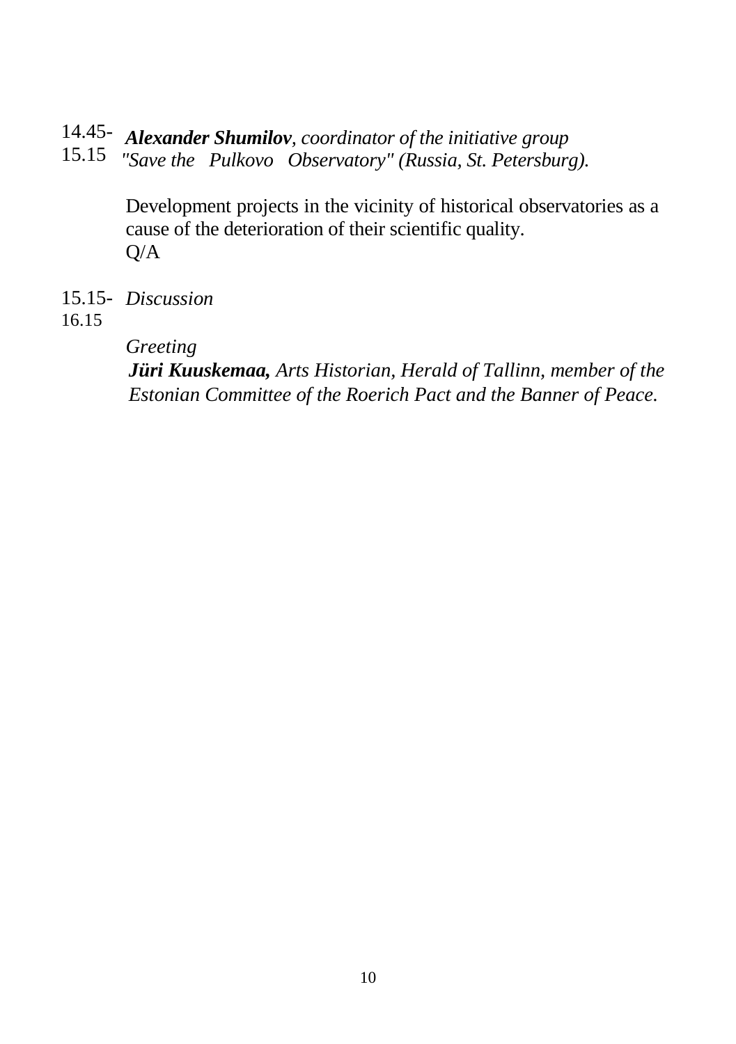14.45-15.15 ***Alexander Shumilov**, coordinator of the initiative group "Save the Pulkovo Observatory" (Russia, St. Petersburg).*

Development projects in the vicinity of historical observatories as a cause of the deterioration of their scientific quality.
Q/A

15.15-16.15 *Discussion*

*Greeting*
***Jüri Kuuskemaa,** Arts Historian, Herald of Tallinn, member of the Estonian Committee of the Roerich Pact and the Banner of Peace.*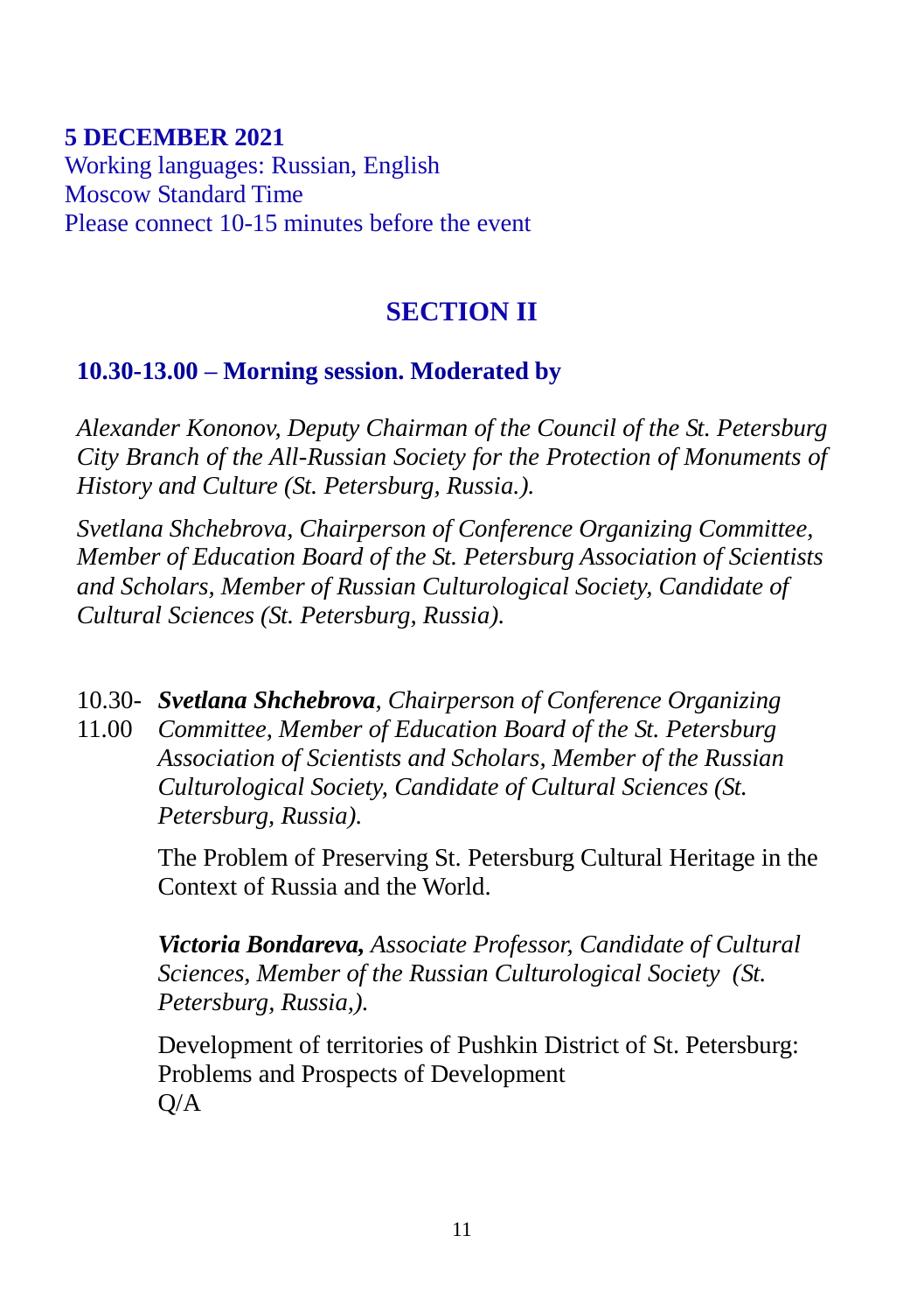**5 DECEMBER 2021**
Working languages: Russian, English
Moscow Standard Time
Please connect 10-15 minutes before the event

## SECTION II

### 10.30-13.00 – Morning session. Moderated by

*Alexander Kononov, Deputy Chairman of the Council of the St. Petersburg City Branch of the All-Russian Society for the Protection of Monuments of History and Culture (St. Petersburg, Russia.).*

*Svetlana Shchebrova, Chairperson of Conference Organizing Committee, Member of Education Board of the St. Petersburg Association of Scientists and Scholars, Member of Russian Culturological Society, Candidate of Cultural Sciences (St. Petersburg, Russia).*

10.30-11.00 ***Svetlana Shchebrova****, Chairperson of Conference Organizing Committee, Member of Education Board of the St. Petersburg Association of Scientists and Scholars, Member of the Russian Culturological Society, Candidate of Cultural Sciences (St. Petersburg, Russia).*

The Problem of Preserving St. Petersburg Cultural Heritage in the Context of Russia and the World.

***Victoria Bondareva,*** *Associate Professor, Candidate of Cultural Sciences, Member of the Russian Culturological Society (St. Petersburg, Russia,).*

Development of territories of Pushkin District of St. Petersburg: Problems and Prospects of Development
Q/A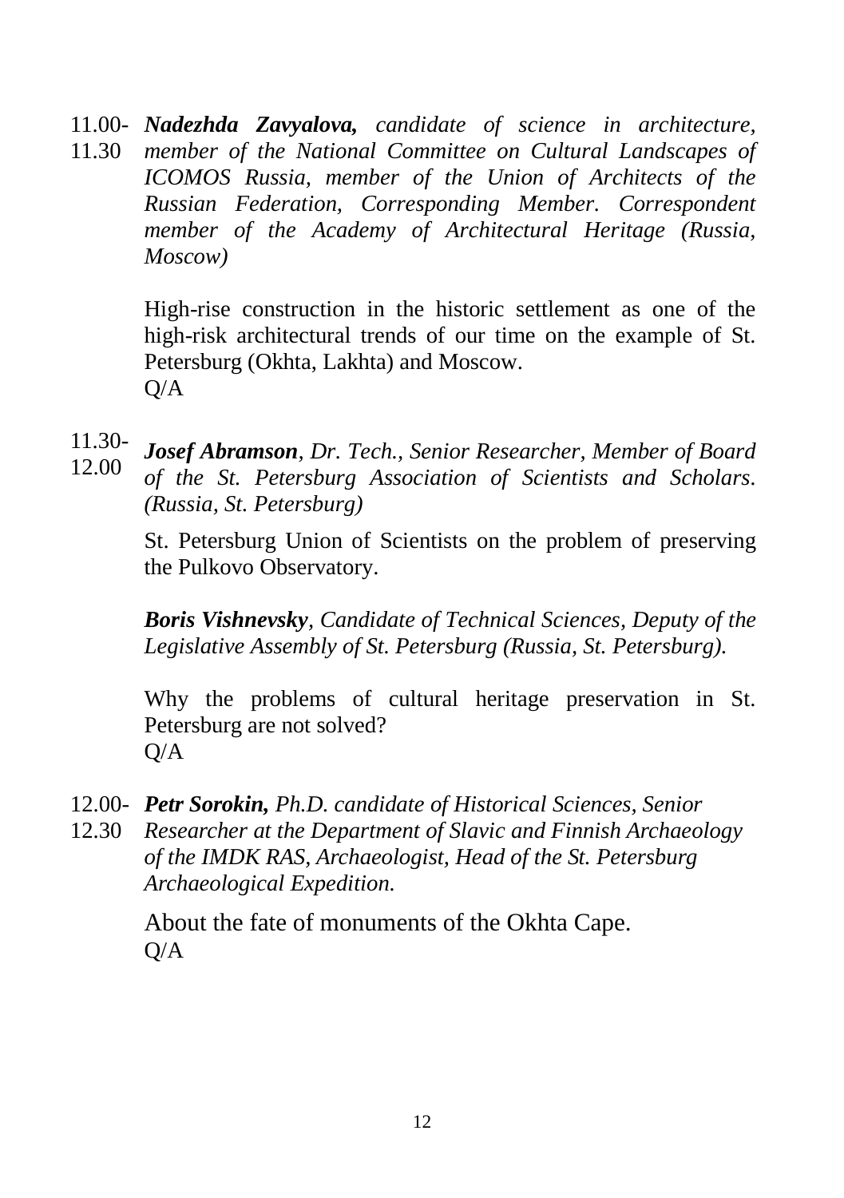11.00-11.30 ***Nadezhda Zavyalova,*** *candidate of science in architecture, member of the National Committee on Cultural Landscapes of ICOMOS Russia, member of the Union of Architects of the Russian Federation, Corresponding Member. Correspondent member of the Academy of Architectural Heritage (Russia, Moscow)*

High-rise construction in the historic settlement as one of the high-risk architectural trends of our time on the example of St. Petersburg (Okhta, Lakhta) and Moscow.
Q/A

11.30-12.00 ***Josef Abramson****, Dr. Tech., Senior Researcher, Member of Board of the St. Petersburg Association of Scientists and Scholars. (Russia, St. Petersburg)*

St. Petersburg Union of Scientists on the problem of preserving the Pulkovo Observatory.

***Boris Vishnevsky****, Candidate of Technical Sciences, Deputy of the Legislative Assembly of St. Petersburg (Russia, St. Petersburg).*

Why the problems of cultural heritage preservation in St. Petersburg are not solved?
Q/A

12.00-12.30 ***Petr Sorokin,*** *Ph.D. candidate of Historical Sciences, Senior Researcher at the Department of Slavic and Finnish Archaeology of the IMDK RAS, Archaeologist, Head of the St. Petersburg Archaeological Expedition.*

About the fate of monuments of the Okhta Cape.
Q/A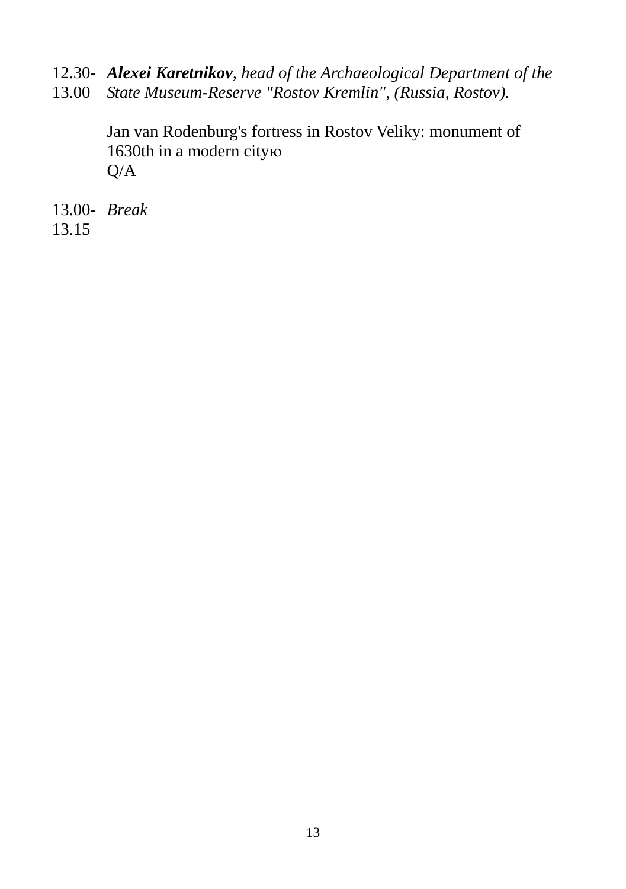12.30- 13.00 ***Alexei Karetnikov***, *head of the Archaeological Department of the State Museum-Reserve "Rostov Kremlin", (Russia, Rostov).*

Jan van Rodenburg's fortress in Rostov Veliky: monument of 1630th in a modern cityю
Q/A

13.00- 13.15 *Break*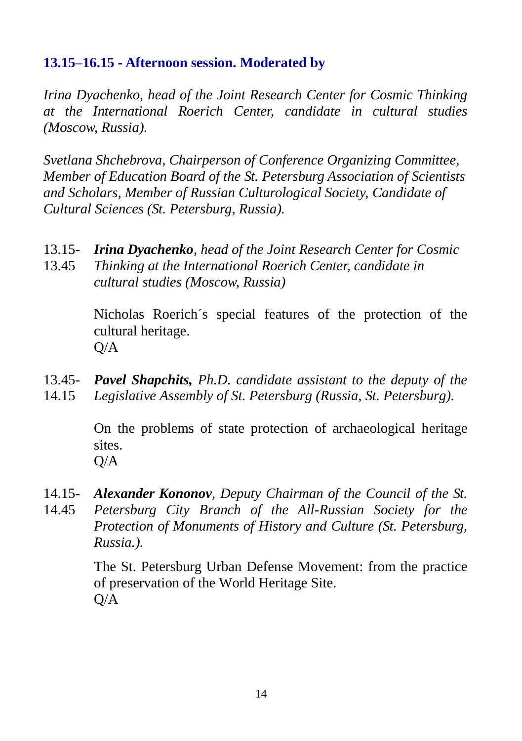**13.15–16.15 - Afternoon session. Moderated by**

*Irina Dyachenko, head of the Joint Research Center for Cosmic Thinking at the International Roerich Center, candidate in cultural studies (Moscow, Russia).*

*Svetlana Shchebrova, Chairperson of Conference Organizing Committee, Member of Education Board of the St. Petersburg Association of Scientists and Scholars, Member of Russian Culturological Society, Candidate of Cultural Sciences (St. Petersburg, Russia).*

13.15-13.45 ***Irina Dyachenko****, head of the Joint Research Center for Cosmic Thinking at the International Roerich Center, candidate in cultural studies (Moscow, Russia)*

Nicholas Roerich´s special features of the protection of the cultural heritage.
Q/A

13.45-14.15 ***Pavel Shapchits,*** *Ph.D. candidate assistant to the deputy of the Legislative Assembly of St. Petersburg (Russia, St. Petersburg).*

On the problems of state protection of archaeological heritage sites.
Q/A

14.15-14.45 ***Alexander Kononov****, Deputy Chairman of the Council of the St. Petersburg City Branch of the All-Russian Society for the Protection of Monuments of History and Culture (St. Petersburg, Russia.).*

The St. Petersburg Urban Defense Movement: from the practice of preservation of the World Heritage Site.
Q/A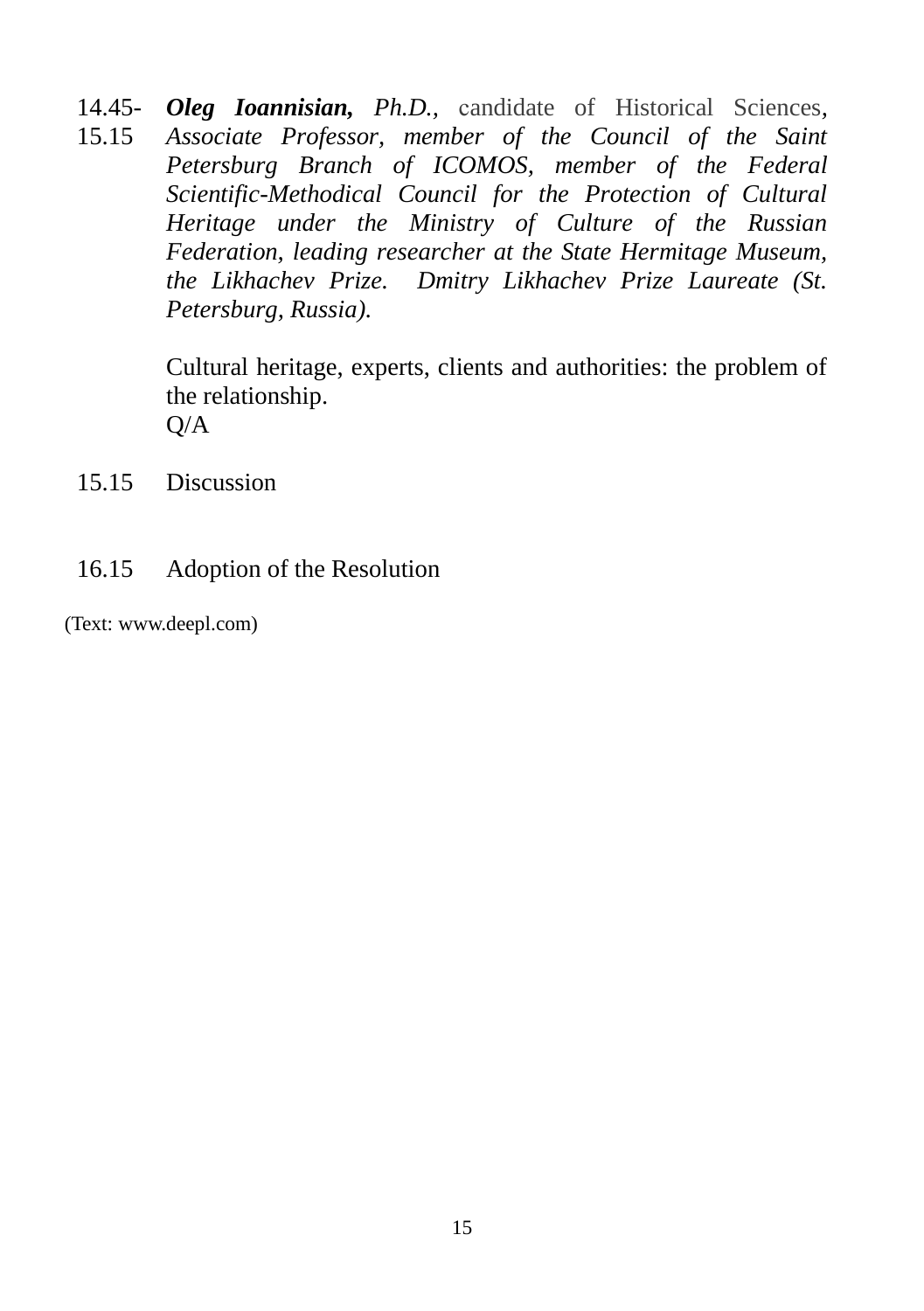14.45-15.15 ***Oleg Ioannisian,*** *Ph.D.*, candidate of Historical Sciences, *Associate Professor, member of the Council of the Saint Petersburg Branch of ICOMOS, member of the Federal Scientific-Methodical Council for the Protection of Cultural Heritage under the Ministry of Culture of the Russian Federation, leading researcher at the State Hermitage Museum, the Likhachev Prize. Dmitry Likhachev Prize Laureate (St. Petersburg, Russia).*

Cultural heritage, experts, clients and authorities: the problem of the relationship.
Q/A

15.15 Discussion

16.15 Adoption of the Resolution

(Text: www.deepl.com)